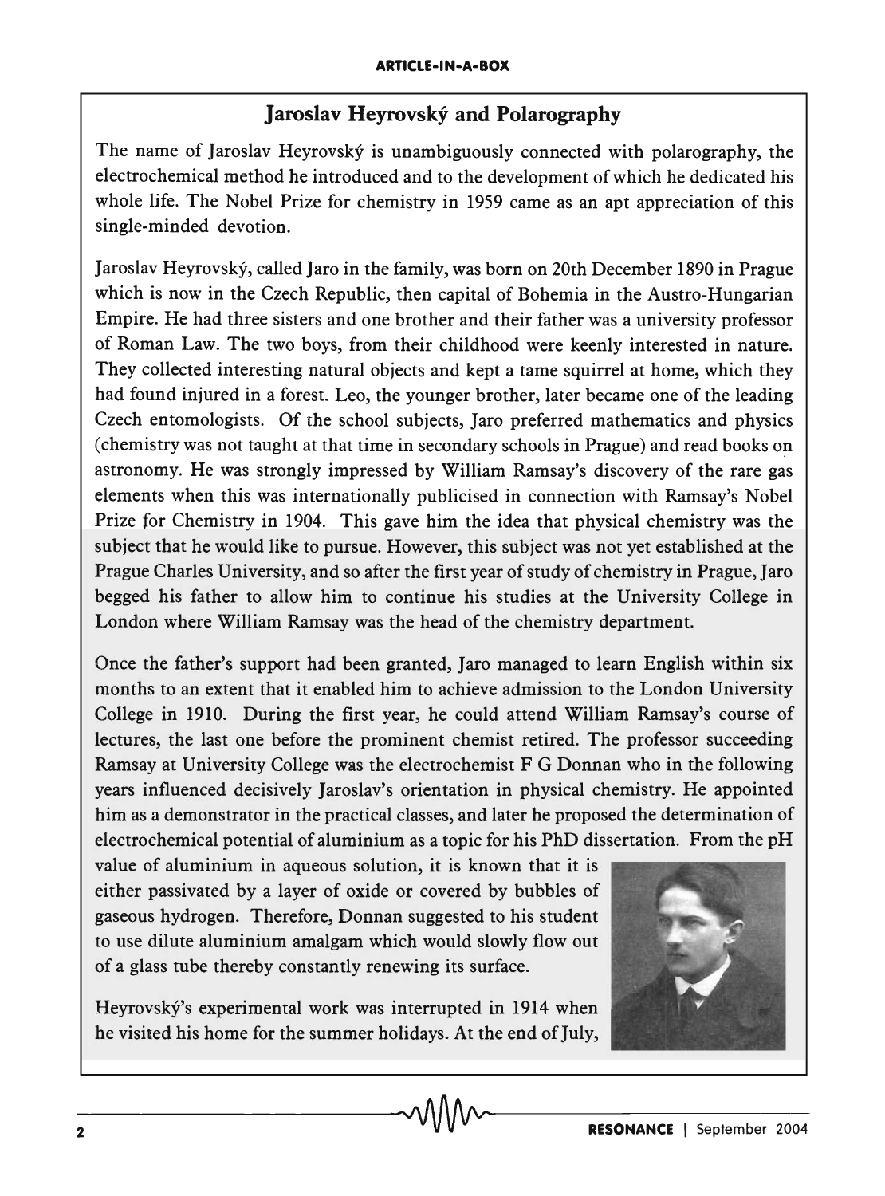## Jaroslav Heyrovský and Polarography

The name of Jaroslav Heyrovský is unambiguously connected with polarography, the electrochemical method he introduced and to the development of which he dedicated his whole life. The Nobel Prize for chemistry in 1959 came as an apt appreciation of this single-minded devotion.

Jaroslav Heyrovský, called Jaro in the family, was born on 20th December 1890 in Prague which is now in the Czech Republic, then capital of Bohemia in the Austro-Hungarian Empire. He had three sisters and one brother and their father was a university professor of Roman Law. The two boys, from their childhood were keenly interested in nature. They collected interesting natural objects and kept a tame squirrel at home, which they had found injured in a forest. Leo, the younger brother, later became one of the leading Czech entomologists. Of the school subjects, Jaro preferred mathematics and physics (chemistry was not taught at that time in secondary schools in Prague) and read books on astronomy. He was strongly impressed by William Ramsay's discovery of the rare gas elements when this was internationally publicised in connection with Ramsay's Nobel Prize for Chemistry in 1904. This gave him the idea that physical chemistry was the subject that he would like to pursue. However, this subject was not yet established at the Prague Charles University, and so after the first year of study of chemistry in Prague, Jaro begged his father to allow him to continue his studies at the University College in London where William Ramsay was the head of the chemistry department.

Once the father's support had been granted, Jaro managed to learn English within six months to an extent that it enabled him to achieve admission to the London University College in 1910. During the first year, he could attend William Ramsay's course of lectures, the last one before the prominent chemist retired. The professor succeeding Ramsay at University College was the electrochemist F G Donnan who in the following years influenced decisively Jaroslav's orientation in physical chemistry. He appointed him as a demonstrator in the practical classes, and later he proposed the determination of electrochemical potential of aluminium as a topic for his PhD dissertation. From the pH value of aluminium in aqueous solution, it is known that it is either passivated by a layer of oxide or covered by bubbles of gaseous hydrogen. Therefore, Donnan suggested to his student to use dilute aluminium amalgam which would slowly flow out of a glass tube thereby constantly renewing its surface.

Heyrovský's experimental work was interrupted in 1914 when he visited his home for the summer holidays. At the end of July,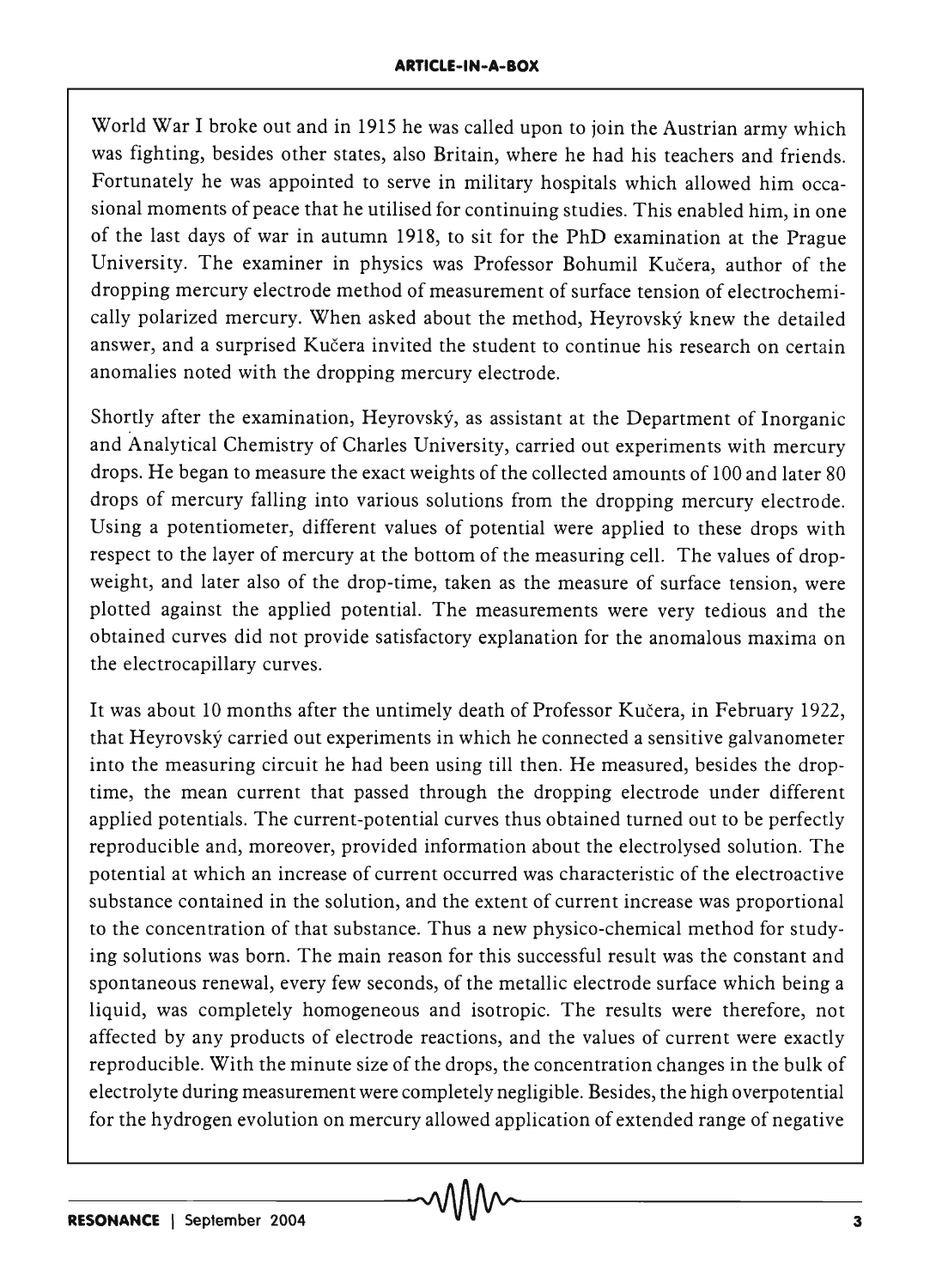World War I broke out and in 1915 he was called upon to join the Austrian army which was fighting, besides other states, also Britain, where he had his teachers and friends. Fortunately he was appointed to serve in military hospitals which allowed him occasional moments of peace that he utilised for continuing studies. This enabled him, in one of the last days of war in autumn 1918, to sit for the PhD examination at the Prague University. The examiner in physics was Professor Bohumil Kučera, author of the dropping mercury electrode method of measurement of surface tension of electrochemically polarized mercury. When asked about the method, Heyrovský knew the detailed answer, and a surprised Kučera invited the student to continue his research on certain anomalies noted with the dropping mercury electrode.

Shortly after the examination, Heyrovský, as assistant at the Department of Inorganic and Analytical Chemistry of Charles University, carried out experiments with mercury drops. He began to measure the exact weights of the collected amounts of 100 and later 80 drops of mercury falling into various solutions from the dropping mercury electrode. Using a potentiometer, different values of potential were applied to these drops with respect to the layer of mercury at the bottom of the measuring cell. The values of drop-weight, and later also of the drop-time, taken as the measure of surface tension, were plotted against the applied potential. The measurements were very tedious and the obtained curves did not provide satisfactory explanation for the anomalous maxima on the electrocapillary curves.

It was about 10 months after the untimely death of Professor Kučera, in February 1922, that Heyrovský carried out experiments in which he connected a sensitive galvanometer into the measuring circuit he had been using till then. He measured, besides the drop-time, the mean current that passed through the dropping electrode under different applied potentials. The current-potential curves thus obtained turned out to be perfectly reproducible and, moreover, provided information about the electrolysed solution. The potential at which an increase of current occurred was characteristic of the electroactive substance contained in the solution, and the extent of current increase was proportional to the concentration of that substance. Thus a new physico-chemical method for studying solutions was born. The main reason for this successful result was the constant and spontaneous renewal, every few seconds, of the metallic electrode surface which being a liquid, was completely homogeneous and isotropic. The results were therefore, not affected by any products of electrode reactions, and the values of current were exactly reproducible. With the minute size of the drops, the concentration changes in the bulk of electrolyte during measurement were completely negligible. Besides, the high overpotential for the hydrogen evolution on mercury allowed application of extended range of negative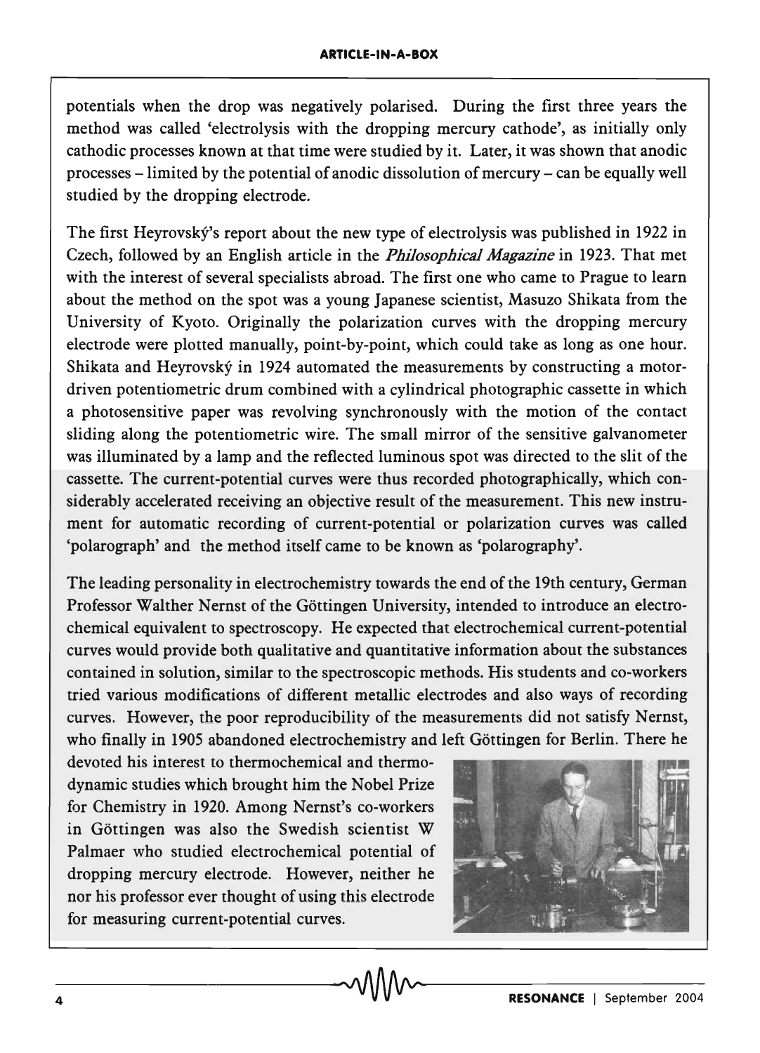potentials when the drop was negatively polarised. During the first three years the method was called 'electrolysis with the dropping mercury cathode', as initially only cathodic processes known at that time were studied by it. Later, it was shown that anodic processes – limited by the potential of anodic dissolution of mercury – can be equally well studied by the dropping electrode.

The first Heyrovský's report about the new type of electrolysis was published in 1922 in Czech, followed by an English article in the *Philosophical Magazine* in 1923. That met with the interest of several specialists abroad. The first one who came to Prague to learn about the method on the spot was a young Japanese scientist, Masuzo Shikata from the University of Kyoto. Originally the polarization curves with the dropping mercury electrode were plotted manually, point-by-point, which could take as long as one hour. Shikata and Heyrovský in 1924 automated the measurements by constructing a motor-driven potentiometric drum combined with a cylindrical photographic cassette in which a photosensitive paper was revolving synchronously with the motion of the contact sliding along the potentiometric wire. The small mirror of the sensitive galvanometer was illuminated by a lamp and the reflected luminous spot was directed to the slit of the cassette. The current-potential curves were thus recorded photographically, which considerably accelerated receiving an objective result of the measurement. This new instrument for automatic recording of current-potential or polarization curves was called 'polarograph' and the method itself came to be known as 'polarography'.

The leading personality in electrochemistry towards the end of the 19th century, German Professor Walther Nernst of the Göttingen University, intended to introduce an electrochemical equivalent to spectroscopy. He expected that electrochemical current-potential curves would provide both qualitative and quantitative information about the substances contained in solution, similar to the spectroscopic methods. His students and co-workers tried various modifications of different metallic electrodes and also ways of recording curves. However, the poor reproducibility of the measurements did not satisfy Nernst, who finally in 1905 abandoned electrochemistry and left Göttingen for Berlin. There he devoted his interest to thermochemical and thermodynamic studies which brought him the Nobel Prize for Chemistry in 1920. Among Nernst's co-workers in Göttingen was also the Swedish scientist W Palmaer who studied electrochemical potential of dropping mercury electrode. However, neither he nor his professor ever thought of using this electrode for measuring current-potential curves.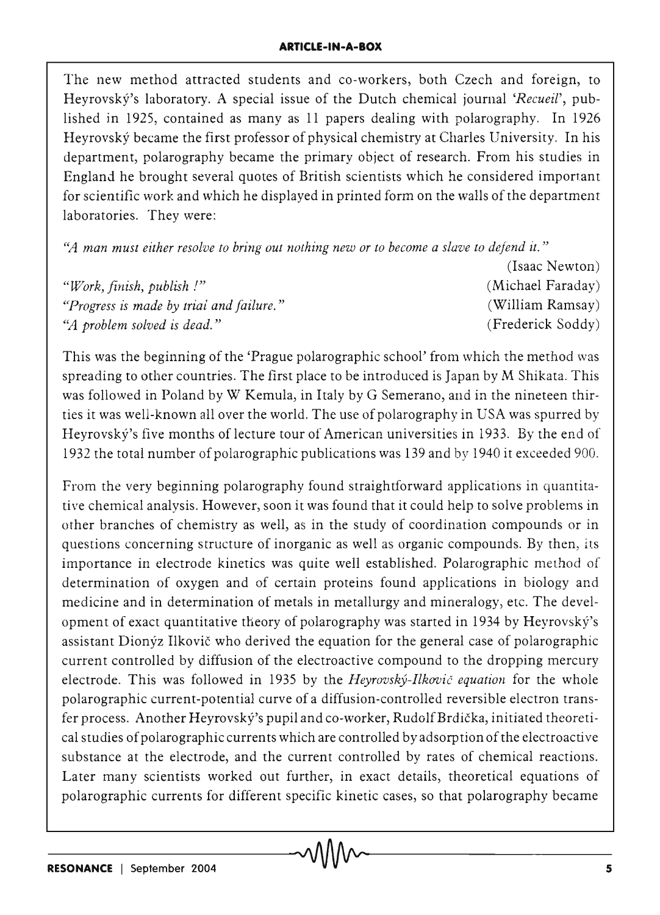The new method attracted students and co-workers, both Czech and foreign, to Heyrovský's laboratory. A special issue of the Dutch chemical journal *'Recueil'*, published in 1925, contained as many as 11 papers dealing with polarography. In 1926 Heyrovský became the first professor of physical chemistry at Charles University. In his department, polarography became the primary object of research. From his studies in England he brought several quotes of British scientists which he considered important for scientific work and which he displayed in printed form on the walls of the department laboratories. They were:

*"A man must either resolve to bring out nothing new or to become a slave to defend it."* (Isaac Newton)

*"Work, finish, publish !"* (Michael Faraday)

*"Progress is made by trial and failure."* (William Ramsay)

*"A problem solved is dead."* (Frederick Soddy)

This was the beginning of the 'Prague polarographic school' from which the method was spreading to other countries. The first place to be introduced is Japan by M Shikata. This was followed in Poland by W Kemula, in Italy by G Semerano, and in the nineteen thirties it was well-known all over the world. The use of polarography in USA was spurred by Heyrovský's five months of lecture tour of American universities in 1933. By the end of 1932 the total number of polarographic publications was 139 and by 1940 it exceeded 900.

From the very beginning polarography found straightforward applications in quantitative chemical analysis. However, soon it was found that it could help to solve problems in other branches of chemistry as well, as in the study of coordination compounds or in questions concerning structure of inorganic as well as organic compounds. By then, its importance in electrode kinetics was quite well established. Polarographic method of determination of oxygen and of certain proteins found applications in biology and medicine and in determination of metals in metallurgy and mineralogy, etc. The development of exact quantitative theory of polarography was started in 1934 by Heyrovský's assistant Dionýz Ilkovič who derived the equation for the general case of polarographic current controlled by diffusion of the electroactive compound to the dropping mercury electrode. This was followed in 1935 by the *Heyrovský-Ilkovič equation* for the whole polarographic current-potential curve of a diffusion-controlled reversible electron transfer process. Another Heyrovský's pupil and co-worker, Rudolf Brdička, initiated theoretical studies of polarographic currents which are controlled by adsorption of the electroactive substance at the electrode, and the current controlled by rates of chemical reactions. Later many scientists worked out further, in exact details, theoretical equations of polarographic currents for different specific kinetic cases, so that polarography became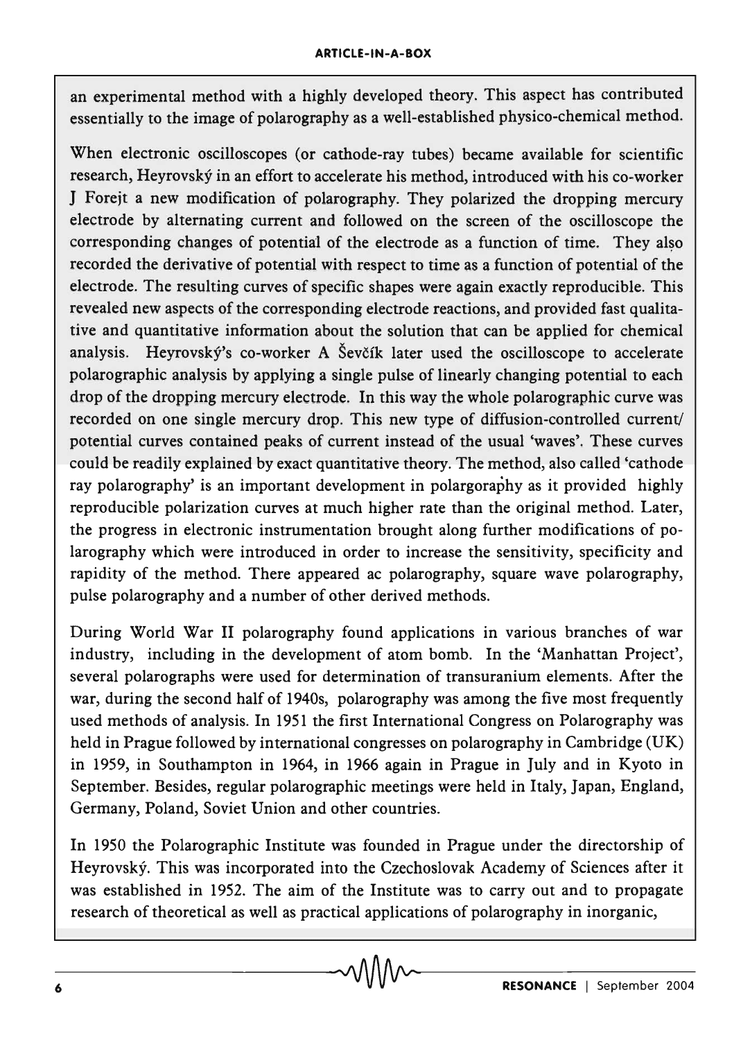an experimental method with a highly developed theory. This aspect has contributed essentially to the image of polarography as a well-established physico-chemical method.

When electronic oscilloscopes (or cathode-ray tubes) became available for scientific research, Heyrovský in an effort to accelerate his method, introduced with his co-worker J Forejt a new modification of polarography. They polarized the dropping mercury electrode by alternating current and followed on the screen of the oscilloscope the corresponding changes of potential of the electrode as a function of time. They also recorded the derivative of potential with respect to time as a function of potential of the electrode. The resulting curves of specific shapes were again exactly reproducible. This revealed new aspects of the corresponding electrode reactions, and provided fast qualitative and quantitative information about the solution that can be applied for chemical analysis. Heyrovský's co-worker A Ševčík later used the oscilloscope to accelerate polarographic analysis by applying a single pulse of linearly changing potential to each drop of the dropping mercury electrode. In this way the whole polarographic curve was recorded on one single mercury drop. This new type of diffusion-controlled current/potential curves contained peaks of current instead of the usual 'waves'. These curves could be readily explained by exact quantitative theory. The method, also called 'cathode ray polarography' is an important development in polargoraphy as it provided highly reproducible polarization curves at much higher rate than the original method. Later, the progress in electronic instrumentation brought along further modifications of polarography which were introduced in order to increase the sensitivity, specificity and rapidity of the method. There appeared ac polarography, square wave polarography, pulse polarography and a number of other derived methods.

During World War II polarography found applications in various branches of war industry, including in the development of atom bomb. In the 'Manhattan Project', several polarographs were used for determination of transuranium elements. After the war, during the second half of 1940s, polarography was among the five most frequently used methods of analysis. In 1951 the first International Congress on Polarography was held in Prague followed by international congresses on polarography in Cambridge (UK) in 1959, in Southampton in 1964, in 1966 again in Prague in July and in Kyoto in September. Besides, regular polarographic meetings were held in Italy, Japan, England, Germany, Poland, Soviet Union and other countries.

In 1950 the Polarographic Institute was founded in Prague under the directorship of Heyrovský. This was incorporated into the Czechoslovak Academy of Sciences after it was established in 1952. The aim of the Institute was to carry out and to propagate research of theoretical as well as practical applications of polarography in inorganic,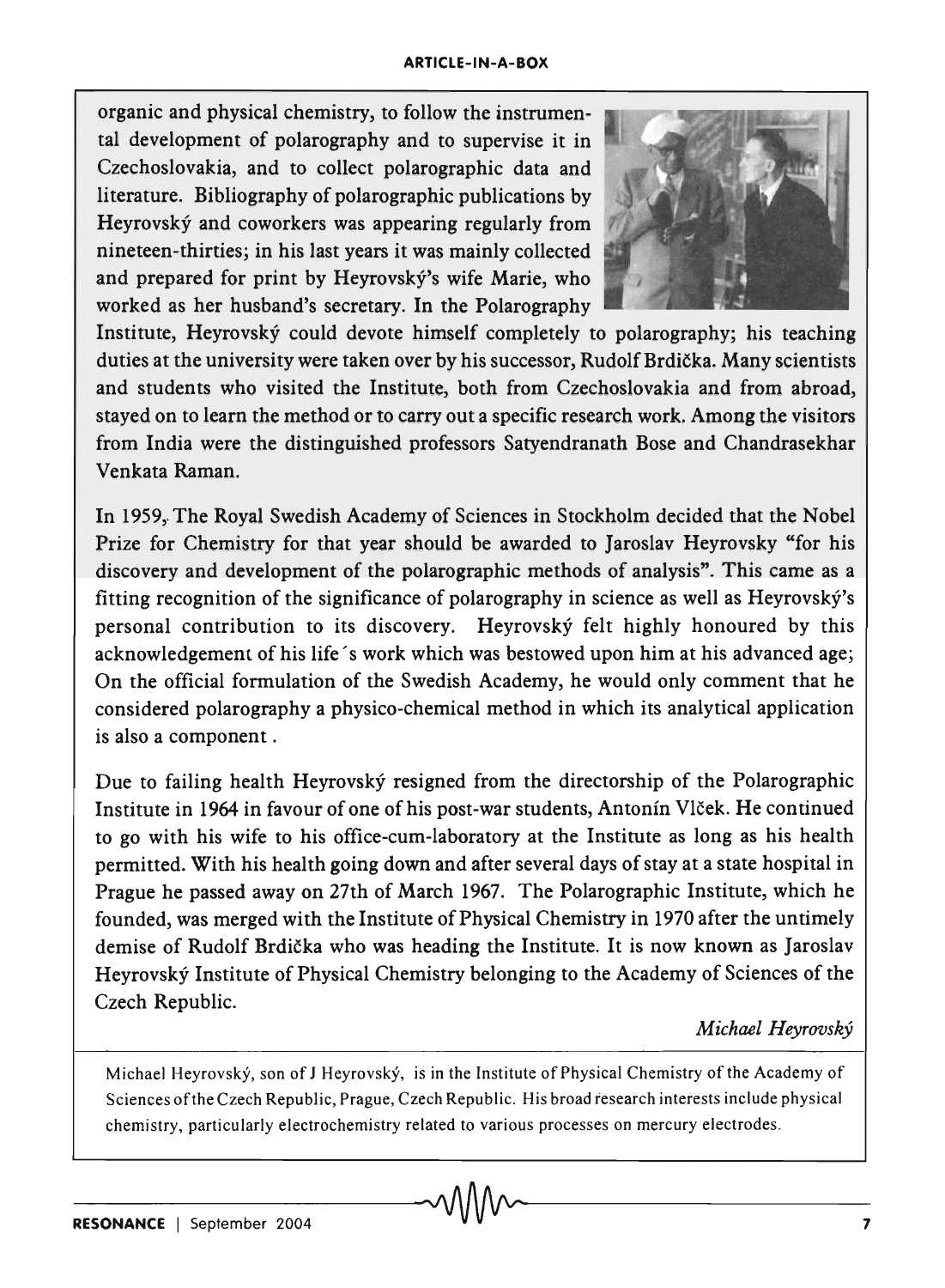organic and physical chemistry, to follow the instrumental development of polarography and to supervise it in Czechoslovakia, and to collect polarographic data and literature. Bibliography of polarographic publications by Heyrovský and coworkers was appearing regularly from nineteen-thirties; in his last years it was mainly collected and prepared for print by Heyrovský's wife Marie, who worked as her husband's secretary. In the Polarography Institute, Heyrovský could devote himself completely to polarography; his teaching duties at the university were taken over by his successor, Rudolf Brdička. Many scientists and students who visited the Institute, both from Czechoslovakia and from abroad, stayed on to learn the method or to carry out a specific research work. Among the visitors from India were the distinguished professors Satyendranath Bose and Chandrasekhar Venkata Raman.

In 1959, The Royal Swedish Academy of Sciences in Stockholm decided that the Nobel Prize for Chemistry for that year should be awarded to Jaroslav Heyrovsky "for his discovery and development of the polarographic methods of analysis". This came as a fitting recognition of the significance of polarography in science as well as Heyrovský's personal contribution to its discovery. Heyrovský felt highly honoured by this acknowledgement of his life's work which was bestowed upon him at his advanced age; On the official formulation of the Swedish Academy, he would only comment that he considered polarography a physico-chemical method in which its analytical application is also a component .

Due to failing health Heyrovský resigned from the directorship of the Polarographic Institute in 1964 in favour of one of his post-war students, Antonín Vlček. He continued to go with his wife to his office-cum-laboratory at the Institute as long as his health permitted. With his health going down and after several days of stay at a state hospital in Prague he passed away on 27th of March 1967. The Polarographic Institute, which he founded, was merged with the Institute of Physical Chemistry in 1970 after the untimely demise of Rudolf Brdička who was heading the Institute. It is now known as Jaroslav Heyrovský Institute of Physical Chemistry belonging to the Academy of Sciences of the Czech Republic.

*Michael Heyrovský*

Michael Heyrovský, son of J Heyrovský, is in the Institute of Physical Chemistry of the Academy of Sciences of the Czech Republic, Prague, Czech Republic. His broad research interests include physical chemistry, particularly electrochemistry related to various processes on mercury electrodes.